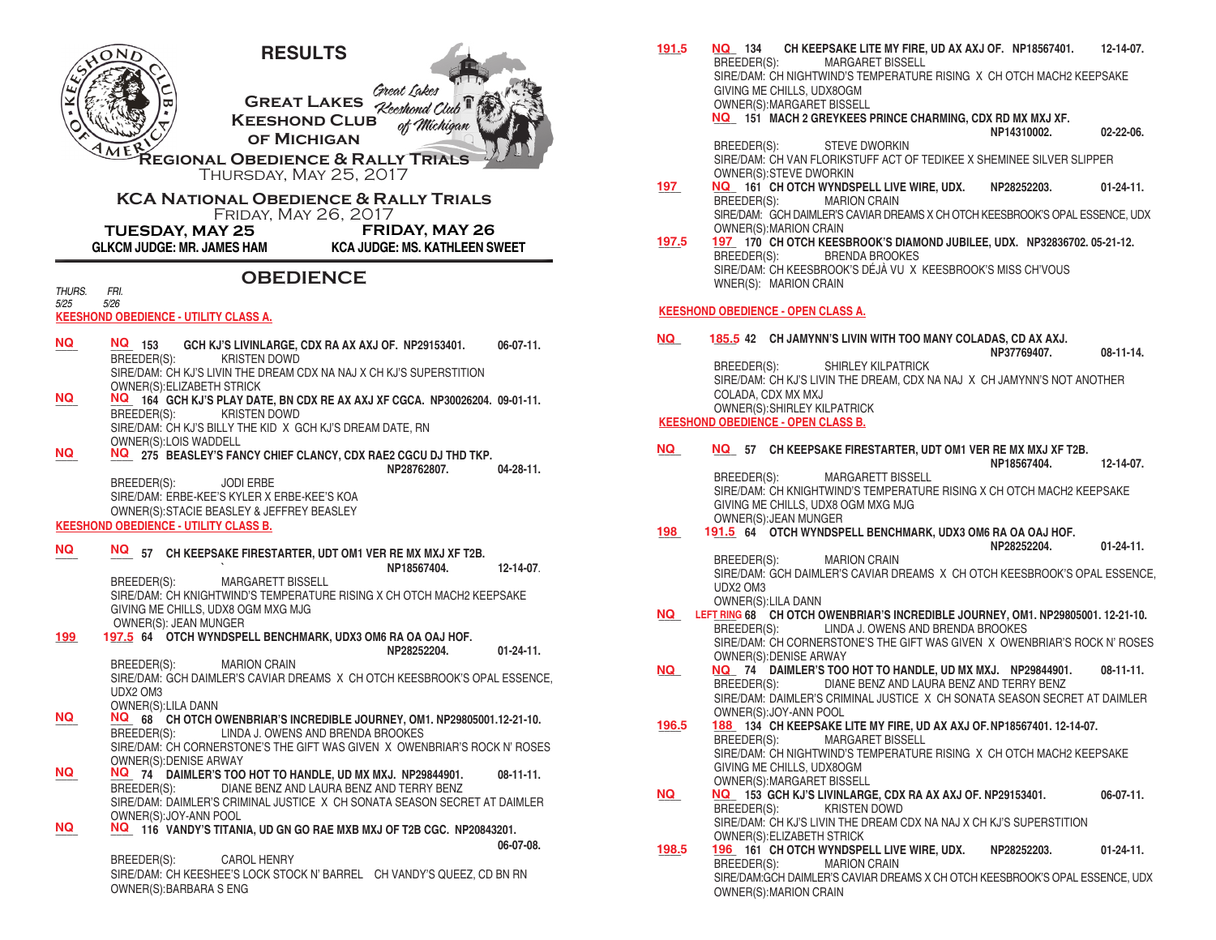# RESULTS

**Great Lakes Keeshond Club of Michigan**

**Regional Obedience & Rally Trials**
Thursday, May 25, 2017

**KCA National Obedience & Rally Trials**
Friday, May 26, 2017

**TUESDAY, MAY 25** — **GLKCM JUDGE: MR. JAMES HAM**
**FRIDAY, MAY 26** — **KCA JUDGE: MS. KATHLEEN SWEET**

## OBEDIENCE

*THURS. 5/25* *FRI. 5/26*

### KEESHOND OBEDIENCE - UTILITY CLASS A.

**NQ** **NQ** **153 GCH KJ'S LIVINLARGE, CDX RA AX AXJ OF. NP29153401. 06-07-11.**
BREEDER(S): KRISTEN DOWD
SIRE/DAM: CH KJ'S LIVIN THE DREAM CDX NA NAJ X CH KJ'S SUPERSTITION
OWNER(S):ELIZABETH STRICK

**NQ** **NQ** **164 GCH KJ'S PLAY DATE, BN CDX RE AX AXJ XF CGCA. NP30026204. 09-01-11.**
BREEDER(S): KRISTEN DOWD
SIRE/DAM: CH KJ'S BILLY THE KID X GCH KJ'S DREAM DATE, RN
OWNER(S):LOIS WADDELL

**NQ** **NQ** **275 BEASLEY'S FANCY CHIEF CLANCY, CDX RAE2 CGCU DJ THD TKP. NP28762807. 04-28-11.**
BREEDER(S): JODI ERBE
SIRE/DAM: ERBE-KEE'S KYLER X ERBE-KEE'S KOA
OWNER(S):STACIE BEASLEY & JEFFREY BEASLEY

### KEESHOND OBEDIENCE - UTILITY CLASS B.

**NQ** **NQ** **57 CH KEEPSAKE FIRESTARTER, UDT OM1 VER RE MX MXJ XF T2B. NP18567404. 12-14-07.**
BREEDER(S): MARGARETT BISSELL
SIRE/DAM: CH KNIGHTWIND'S TEMPERATURE RISING X CH OTCH MACH2 KEEPSAKE GIVING ME CHILLS, UDX8 OGM MXG MJG
OWNER(S): JEAN MUNGER

**199** **197.5** **64 OTCH WYNDSPELL BENCHMARK, UDX3 OM6 RA OA OAJ HOF. NP28252204. 01-24-11.**
BREEDER(S): MARION CRAIN
SIRE/DAM: GCH DAIMLER'S CAVIAR DREAMS X CH OTCH KEESBROOK'S OPAL ESSENCE, UDX2 OM3
OWNER(S):LILA DANN

**NQ** **NQ** **68 CH OTCH OWENBRIAR'S INCREDIBLE JOURNEY, OM1. NP29805001.12-21-10.**
BREEDER(S): LINDA J. OWENS AND BRENDA BROOKES
SIRE/DAM: CH CORNERSTONE'S THE GIFT WAS GIVEN X OWENBRIAR'S ROCK N' ROSES
OWNER(S):DENISE ARWAY

**NQ** **NQ** **74 DAIMLER'S TOO HOT TO HANDLE, UD MX MXJ. NP29844901. 08-11-11.**
BREEDER(S): DIANE BENZ AND LAURA BENZ AND TERRY BENZ
SIRE/DAM: DAIMLER'S CRIMINAL JUSTICE X CH SONATA SEASON SECRET AT DAIMLER
OWNER(S):JOY-ANN POOL

**NQ** **NQ** **116 VANDY'S TITANIA, UD GN GO RAE MXB MXJ OF T2B CGC. NP20843201. 06-07-08.**
BREEDER(S): CAROL HENRY
SIRE/DAM: CH KEESHEE'S LOCK STOCK N' BARREL CH VANDY'S QUEEZ, CD BN RN
OWNER(S):BARBARA S ENG

**191.5** **NQ** **134 CH KEEPSAKE LITE MY FIRE, UD AX AXJ OF. NP18567401. 12-14-07.**
BREEDER(S): MARGARET BISSELL
SIRE/DAM: CH NIGHTWIND'S TEMPERATURE RISING X CH OTCH MACH2 KEEPSAKE GIVING ME CHILLS, UDX8OGM
OWNER(S):MARGARET BISSELL

**NQ** **151 MACH 2 GREYKEES PRINCE CHARMING, CDX RD MX MXJ XF. NP14310002. 02-22-06.**
BREEDER(S): STEVE DWORKIN
SIRE/DAM: CH VAN FLORIKSTUFF ACT OF TEDIKEE X SHEMINEE SILVER SLIPPER
OWNER(S):STEVE DWORKIN

**197** **NQ** **161 CH OTCH WYNDSPELL LIVE WIRE, UDX. NP28252203. 01-24-11.**
BREEDER(S): MARION CRAIN
SIRE/DAM: GCH DAIMLER'S CAVIAR DREAMS X CH OTCH KEESBROOK'S OPAL ESSENCE, UDX
OWNER(S):MARION CRAIN

**197.5** **197** **170 CH OTCH KEESBROOK'S DIAMOND JUBILEE, UDX. NP32836702. 05-21-12.**
BREEDER(S): BRENDA BROOKES
SIRE/DAM: CH KEESBROOK'S DÉJÀ VU X KEESBROOK'S MISS CH'VOUS
WNER(S): MARION CRAIN

### KEESHOND OBEDIENCE - OPEN CLASS A.

**NQ** **185.5** **42 CH JAMYNN'S LIVIN WITH TOO MANY COLADAS, CD AX AXJ. NP37769407. 08-11-14.**
BREEDER(S): SHIRLEY KILPATRICK
SIRE/DAM: CH KJ'S LIVIN THE DREAM, CDX NA NAJ X CH JAMYNN'S NOT ANOTHER COLADA, CDX MX MXJ
OWNER(S):SHIRLEY KILPATRICK

### KEESHOND OBEDIENCE - OPEN CLASS B.

**NQ** **NQ** **57 CH KEEPSAKE FIRESTARTER, UDT OM1 VER RE MX MXJ XF T2B. NP18567404. 12-14-07.**
BREEDER(S): MARGARETT BISSELL
SIRE/DAM: CH KNIGHTWIND'S TEMPERATURE RISING X CH OTCH MACH2 KEEPSAKE GIVING ME CHILLS, UDX8 OGM MXG MJG
OWNER(S):JEAN MUNGER

**198** **191.5** **64 OTCH WYNDSPELL BENCHMARK, UDX3 OM6 RA OA OAJ HOF. NP28252204. 01-24-11.**
BREEDER(S): MARION CRAIN
SIRE/DAM: GCH DAIMLER'S CAVIAR DREAMS X CH OTCH KEESBROOK'S OPAL ESSENCE, UDX2 OM3
OWNER(S):LILA DANN

**NQ** **LEFT RING** **68 CH OTCH OWENBRIAR'S INCREDIBLE JOURNEY, OM1. NP29805001. 12-21-10.**
BREEDER(S): LINDA J. OWENS AND BRENDA BROOKES
SIRE/DAM: CH CORNERSTONE'S THE GIFT WAS GIVEN X OWENBRIAR'S ROCK N' ROSES
OWNER(S):DENISE ARWAY

**NQ** **NQ** **74 DAIMLER'S TOO HOT TO HANDLE, UD MX MXJ. NP29844901. 08-11-11.**
BREEDER(S): DIANE BENZ AND LAURA BENZ AND TERRY BENZ
SIRE/DAM: DAIMLER'S CRIMINAL JUSTICE X CH SONATA SEASON SECRET AT DAIMLER
OWNER(S):JOY-ANN POOL

**196.5** **188** **134 CH KEEPSAKE LITE MY FIRE, UD AX AXJ OF.NP18567401. 12-14-07.**
BREEDER(S): MARGARET BISSELL
SIRE/DAM: CH NIGHTWIND'S TEMPERATURE RISING X CH OTCH MACH2 KEEPSAKE GIVING ME CHILLS, UDX8OGM
OWNER(S):MARGARET BISSELL

**NQ** **NQ** **153 GCH KJ'S LIVINLARGE, CDX RA AX AXJ OF. NP29153401. 06-07-11.**
BREEDER(S): KRISTEN DOWD
SIRE/DAM: CH KJ'S LIVIN THE DREAM CDX NA NAJ X CH KJ'S SUPERSTITION
OWNER(S):ELIZABETH STRICK

**198.5** **196** **161 CH OTCH WYNDSPELL LIVE WIRE, UDX. NP28252203. 01-24-11.**
BREEDER(S): MARION CRAIN
SIRE/DAM:GCH DAIMLER'S CAVIAR DREAMS X CH OTCH KEESBROOK'S OPAL ESSENCE, UDX
OWNER(S):MARION CRAIN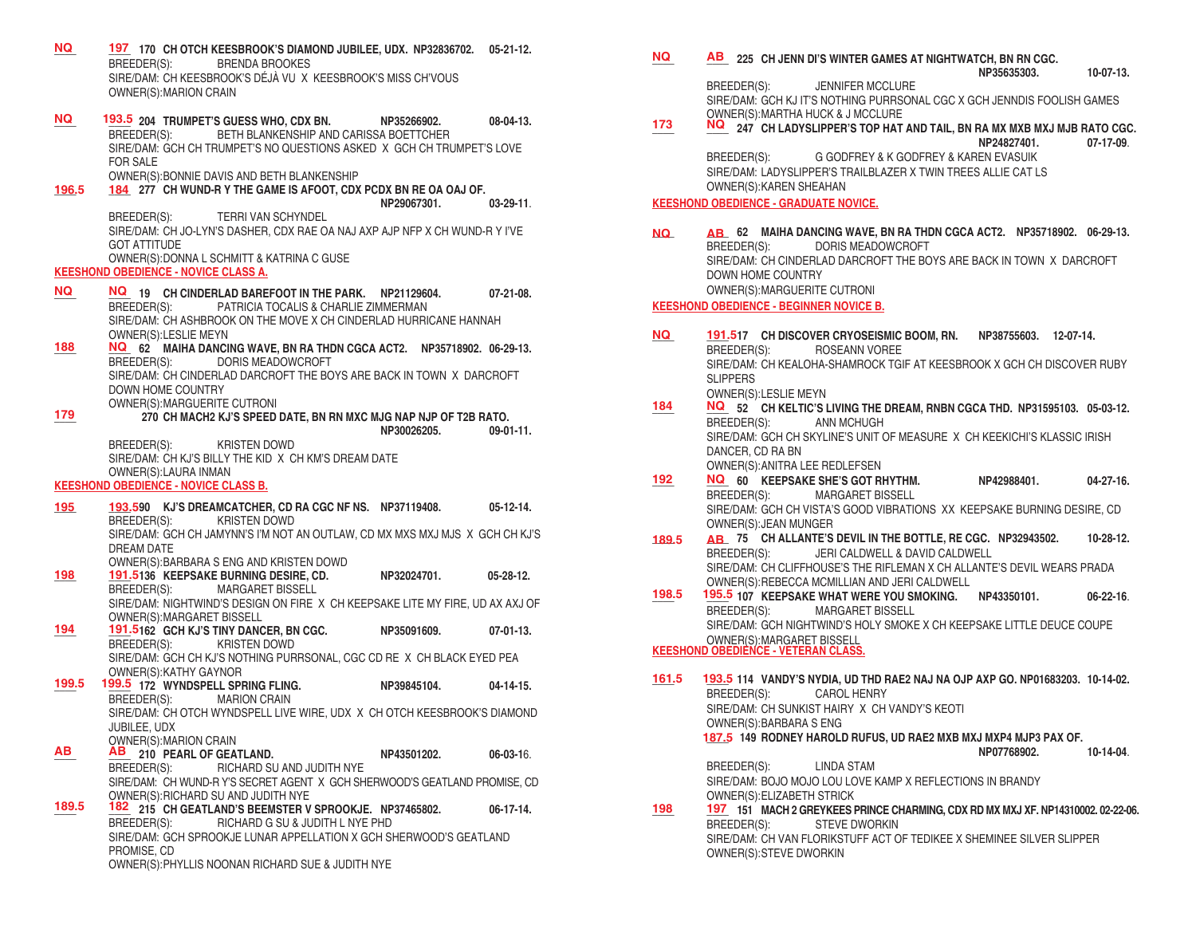**NQ** **197** **170 CH OTCH KEESBROOK'S DIAMOND JUBILEE, UDX. NP32836702. 05-21-12.**
BREEDER(S): BRENDA BROOKES
SIRE/DAM: CH KEESBROOK'S DÉJÀ VU X KEESBROOK'S MISS CH'VOUS
OWNER(S):MARION CRAIN

**NQ** **193.5** **204 TRUMPET'S GUESS WHO, CDX BN. NP35266902. 08-04-13.**
BREEDER(S): BETH BLANKENSHIP AND CARISSA BOETTCHER
SIRE/DAM: GCH CH TRUMPET'S NO QUESTIONS ASKED X GCH CH TRUMPET'S LOVE FOR SALE
OWNER(S):BONNIE DAVIS AND BETH BLANKENSHIP

**196.5** **184** **277 CH WUND-R Y THE GAME IS AFOOT, CDX PCDX BN RE OA OAJ OF. NP29067301. 03-29-11.**
BREEDER(S): TERRI VAN SCHYNDEL
SIRE/DAM: CH JO-LYN'S DASHER, CDX RAE OA NAJ AXP AJP NFP X CH WUND-R Y I'VE GOT ATTITUDE
OWNER(S):DONNA L SCHMITT & KATRINA C GUSE

## KEESHOND OBEDIENCE - NOVICE CLASS A.

**NQ** **NQ** **19 CH CINDERLAD BAREFOOT IN THE PARK. NP21129604. 07-21-08.**
BREEDER(S): PATRICIA TOCALIS & CHARLIE ZIMMERMAN
SIRE/DAM: CH ASHBROOK ON THE MOVE X CH CINDERLAD HURRICANE HANNAH
OWNER(S):LESLIE MEYN

**188** **NQ** **62 MAIHA DANCING WAVE, BN RA THDN CGCA ACT2. NP35718902. 06-29-13.**
BREEDER(S): DORIS MEADOWCROFT
SIRE/DAM: CH CINDERLAD DARCROFT THE BOYS ARE BACK IN TOWN X DARCROFT DOWN HOME COUNTRY
OWNER(S):MARGUERITE CUTRONI

**179** **270 CH MACH2 KJ'S SPEED DATE, BN RN MXC MJG NAP NJP OF T2B RATO. NP30026205. 09-01-11.**
BREEDER(S): KRISTEN DOWD
SIRE/DAM: CH KJ'S BILLY THE KID X CH KM'S DREAM DATE
OWNER(S):LAURA INMAN

## KEESHOND OBEDIENCE - NOVICE CLASS B.

**195** **193.5** **90 KJ'S DREAMCATCHER, CD RA CGC NF NS. NP37119408. 05-12-14.**
BREEDER(S): KRISTEN DOWD
SIRE/DAM: GCH CH JAMYNN'S I'M NOT AN OUTLAW, CD MX MXS MXJ MJS X GCH CH KJ'S DREAM DATE
OWNER(S):BARBARA S ENG AND KRISTEN DOWD

**198** **191.5** **136 KEEPSAKE BURNING DESIRE, CD. NP32024701. 05-28-12.**
BREEDER(S): MARGARET BISSELL
SIRE/DAM: NIGHTWIND'S DESIGN ON FIRE X CH KEEPSAKE LITE MY FIRE, UD AX AXJ OF
OWNER(S):MARGARET BISSELL

**194** **191.5** **162 GCH KJ'S TINY DANCER, BN CGC. NP35091609. 07-01-13.**
BREEDER(S): KRISTEN DOWD
SIRE/DAM: GCH CH KJ'S NOTHING PURRSONAL, CGC CD RE X CH BLACK EYED PEA
OWNER(S):KATHY GAYNOR

**199.5** **199.5** **172 WYNDSPELL SPRING FLING. NP39845104. 04-14-15.**
BREEDER(S): MARION CRAIN
SIRE/DAM: CH OTCH WYNDSPELL LIVE WIRE, UDX X CH OTCH KEESBROOK'S DIAMOND JUBILEE, UDX
OWNER(S):MARION CRAIN

**AB** **AB** **210 PEARL OF GEATLAND. NP43501202. 06-03-16.**
BREEDER(S): RICHARD SU AND JUDITH NYE
SIRE/DAM: CH WUND-R Y'S SECRET AGENT X GCH SHERWOOD'S GEATLAND PROMISE, CD
OWNER(S):RICHARD SU AND JUDITH NYE

**189.5** **182** **215 CH GEATLAND'S BEEMSTER V SPROOKJE. NP37465802. 06-17-14.**
BREEDER(S): RICHARD G SU & JUDITH L NYE PHD
SIRE/DAM: GCH SPROOKJE LUNAR APPELLATION X GCH SHERWOOD'S GEATLAND PROMISE, CD
OWNER(S):PHYLLIS NOONAN RICHARD SUE & JUDITH NYE

**NQ** **AB** **225 CH JENN DI'S WINTER GAMES AT NIGHTWATCH, BN RN CGC. NP35635303. 10-07-13.**
BREEDER(S): JENNIFER MCCLURE
SIRE/DAM: GCH KJ IT'S NOTHING PURRSONAL CGC X GCH JENNDIS FOOLISH GAMES
OWNER(S):MARTHA HUCK & J MCCLURE

**173** **NQ** **247 CH LADYSLIPPER'S TOP HAT AND TAIL, BN RA MX MXB MXJ MJB RATO CGC. NP24827401. 07-17-09.**
BREEDER(S): G GODFREY & K GODFREY & KAREN EVASUIK
SIRE/DAM: LADYSLIPPER'S TRAILBLAZER X TWIN TREES ALLIE CAT LS
OWNER(S):KAREN SHEAHAN

## KEESHOND OBEDIENCE - GRADUATE NOVICE.

**NQ** **AB** **62 MAIHA DANCING WAVE, BN RA THDN CGCA ACT2. NP35718902. 06-29-13.**
BREEDER(S): DORIS MEADOWCROFT
SIRE/DAM: CH CINDERLAD DARCROFT THE BOYS ARE BACK IN TOWN X DARCROFT DOWN HOME COUNTRY
OWNER(S):MARGUERITE CUTRONI

## KEESHOND OBEDIENCE - BEGINNER NOVICE B.

**NQ** **191.5** **17 CH DISCOVER CRYOSEISMIC BOOM, RN. NP38755603. 12-07-14.**
BREEDER(S): ROSEANN VOREE
SIRE/DAM: CH KEALOHA-SHAMROCK TGIF AT KEESBROOK X GCH CH DISCOVER RUBY SLIPPERS
OWNER(S):LESLIE MEYN

**184** **NQ** **52 CH KELTIC'S LIVING THE DREAM, RNBN CGCA THD. NP31595103. 05-03-12.**
BREEDER(S): ANN MCHUGH
SIRE/DAM: GCH CH SKYLINE'S UNIT OF MEASURE X CH KEEKICHI'S KLASSIC IRISH DANCER, CD RA BN
OWNER(S):ANITRA LEE REDLEFSEN

**192** **NQ** **60 KEEPSAKE SHE'S GOT RHYTHM. NP42988401. 04-27-16.**
BREEDER(S): MARGARET BISSELL
SIRE/DAM: GCH CH VISTA'S GOOD VIBRATIONS XX KEEPSAKE BURNING DESIRE, CD
OWNER(S):JEAN MUNGER

**189.5** **AB** **75 CH ALLANTE'S DEVIL IN THE BOTTLE, RE CGC. NP32943502. 10-28-12.**
BREEDER(S): JERI CALDWELL & DAVID CALDWELL
SIRE/DAM: CH CLIFFHOUSE'S THE RIFLEMAN X CH ALLANTE'S DEVIL WEARS PRADA
OWNER(S):REBECCA MCMILLIAN AND JERI CALDWELL

**198.5** **195.5** **107 KEEPSAKE WHAT WERE YOU SMOKING. NP43350101. 06-22-16.**
BREEDER(S): MARGARET BISSELL
SIRE/DAM: GCH NIGHTWIND'S HOLY SMOKE X CH KEEPSAKE LITTLE DEUCE COUPE
OWNER(S):MARGARET BISSELL

## KEESHOND OBEDIENCE - VETERAN CLASS.

**161.5** **193.5** **114 VANDY'S NYDIA, UD THD RAE2 NAJ NA OJP AXP GO. NP01683203. 10-14-02.**
BREEDER(S): CAROL HENRY
SIRE/DAM: CH SUNKIST HAIRY X CH VANDY'S KEOTI
OWNER(S):BARBARA S ENG

**187.5** **149 RODNEY HAROLD RUFUS, UD RAE2 MXB MXJ MXP4 MJP3 PAX OF. NP07768902. 10-14-04.**
BREEDER(S): LINDA STAM
SIRE/DAM: BOJO MOJO LOU LOVE KAMP X REFLECTIONS IN BRANDY
OWNER(S):ELIZABETH STRICK

**198** **197** **151 MACH 2 GREYKEES PRINCE CHARMING, CDX RD MX MXJ XF. NP14310002. 02-22-06.**
BREEDER(S): STEVE DWORKIN
SIRE/DAM: CH VAN FLORIKSTUFF ACT OF TEDIKEE X SHEMINEE SILVER SLIPPER
OWNER(S):STEVE DWORKIN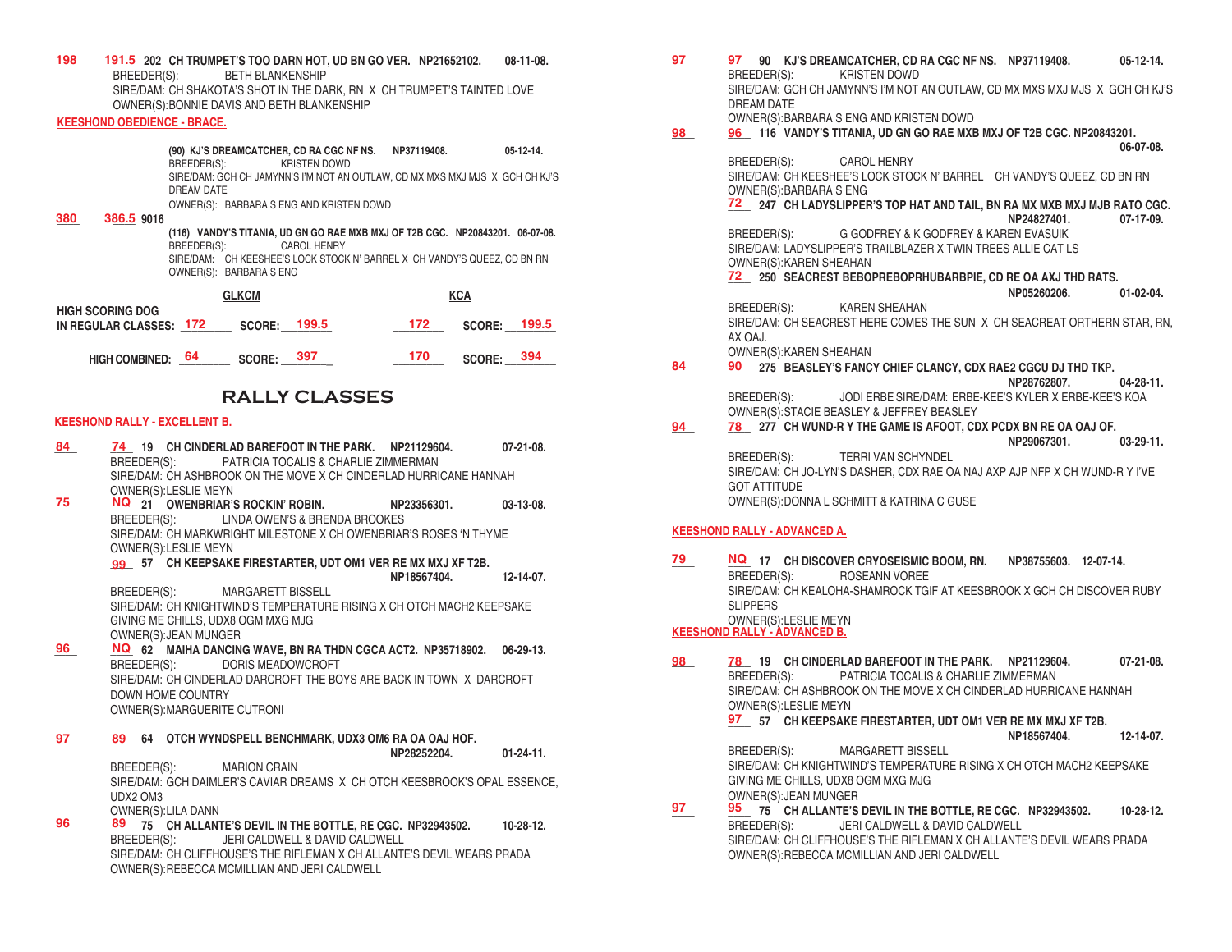198 191.5 202 CH TRUMPET'S TOO DARN HOT, UD BN GO VER. NP21652102. 08-11-08.
BREEDER(S): BETH BLANKENSHIP
SIRE/DAM: CH SHAKOTA'S SHOT IN THE DARK, RN X CH TRUMPET'S TAINTED LOVE
OWNER(S):BONNIE DAVIS AND BETH BLANKENSHIP

**KEESHOND OBEDIENCE - BRACE.**

380 386.5 9016
(90) KJ'S DREAMCATCHER, CD RA CGC NF NS. NP37119408. 05-12-14.
BREEDER(S): KRISTEN DOWD
SIRE/DAM: GCH CH JAMYNN'S I'M NOT AN OUTLAW, CD MX MXS MXJ MJS X GCH CH KJ'S DREAM DATE
OWNER(S): BARBARA S ENG AND KRISTEN DOWD
(116) VANDY'S TITANIA, UD GN GO RAE MXB MXJ OF T2B CGC. NP20843201. 06-07-08.
BREEDER(S): CAROL HENRY
SIRE/DAM: CH KEESHEE'S LOCK STOCK N' BARREL X CH VANDY'S QUEEZ, CD BN RN
OWNER(S): BARBARA S ENG

| | GLKCM | | KCA | |
|---|---|---|---|---|
| HIGH SCORING DOG IN REGULAR CLASSES: | 172 | SCORE: 199.5 | 172 | SCORE: 199.5 |
| HIGH COMBINED: | 64 | SCORE: 397 | 170 | SCORE: 394 |

# RALLY CLASSES

**KEESHOND RALLY - EXCELLENT B.**

84 74 19 CH CINDERLAD BAREFOOT IN THE PARK. NP21129604. 07-21-08.
BREEDER(S): PATRICIA TOCALIS & CHARLIE ZIMMERMAN
SIRE/DAM: CH ASHBROOK ON THE MOVE X CH CINDERLAD HURRICANE HANNAH
OWNER(S):LESLIE MEYN

75 NQ 21 OWENBRIAR'S ROCKIN' ROBIN. NP23356301. 03-13-08.
BREEDER(S): LINDA OWEN'S & BRENDA BROOKES
SIRE/DAM: CH MARKWRIGHT MILESTONE X CH OWENBRIAR'S ROSES 'N THYME
OWNER(S):LESLIE MEYN

99 57 CH KEEPSAKE FIRESTARTER, UDT OM1 VER RE MX MXJ XF T2B. NP18567404. 12-14-07.
BREEDER(S): MARGARETT BISSELL
SIRE/DAM: CH KNIGHTWIND'S TEMPERATURE RISING X CH OTCH MACH2 KEEPSAKE GIVING ME CHILLS, UDX8 OGM MXG MJG
OWNER(S):JEAN MUNGER

96 NQ 62 MAIHA DANCING WAVE, BN RA THDN CGCA ACT2. NP35718902. 06-29-13.
BREEDER(S): DORIS MEADOWCROFT
SIRE/DAM: CH CINDERLAD DARCROFT THE BOYS ARE BACK IN TOWN X DARCROFT DOWN HOME COUNTRY
OWNER(S):MARGUERITE CUTRONI

97 89 64 OTCH WYNDSPELL BENCHMARK, UDX3 OM6 RA OA OAJ HOF. NP28252204. 01-24-11.
BREEDER(S): MARION CRAIN
SIRE/DAM: GCH DAIMLER'S CAVIAR DREAMS X CH OTCH KEESBROOK'S OPAL ESSENCE, UDX2 OM3
OWNER(S):LILA DANN

96 89 75 CH ALLANTE'S DEVIL IN THE BOTTLE, RE CGC. NP32943502. 10-28-12.
BREEDER(S): JERI CALDWELL & DAVID CALDWELL
SIRE/DAM: CH CLIFFHOUSE'S THE RIFLEMAN X CH ALLANTE'S DEVIL WEARS PRADA
OWNER(S):REBECCA MCMILLIAN AND JERI CALDWELL

97 97 90 KJ'S DREAMCATCHER, CD RA CGC NF NS. NP37119408. 05-12-14.
BREEDER(S): KRISTEN DOWD
SIRE/DAM: GCH CH JAMYNN'S I'M NOT AN OUTLAW, CD MX MXS MXJ MJS X GCH CH KJ'S DREAM DATE
OWNER(S):BARBARA S ENG AND KRISTEN DOWD

98 96 116 VANDY'S TITANIA, UD GN GO RAE MXB MXJ OF T2B CGC. NP20843201. 06-07-08.
BREEDER(S): CAROL HENRY
SIRE/DAM: CH KEESHEE'S LOCK STOCK N' BARREL CH VANDY'S QUEEZ, CD BN RN
OWNER(S):BARBARA S ENG

72 247 CH LADYSLIPPER'S TOP HAT AND TAIL, BN RA MX MXB MXJ MJB RATO CGC. NP24827401. 07-17-09.
BREEDER(S): G GODFREY & K GODFREY & KAREN EVASUIK
SIRE/DAM: LADYSLIPPER'S TRAILBLAZER X TWIN TREES ALLIE CAT LS
OWNER(S):KAREN SHEAHAN

72 250 SEACREST BEBOPREBOPRHUBARBPIE, CD RE OA AXJ THD RATS. NP05260206. 01-02-04.
BREEDER(S): KAREN SHEAHAN
SIRE/DAM: CH SEACREST HERE COMES THE SUN X CH SEACREAT ORTHERN STAR, RN, AX OAJ.
OWNER(S):KAREN SHEAHAN

84 90 275 BEASLEY'S FANCY CHIEF CLANCY, CDX RAE2 CGCU DJ THD TKP. NP28762807. 04-28-11.
BREEDER(S): JODI ERBE SIRE/DAM: ERBE-KEE'S KYLER X ERBE-KEE'S KOA
OWNER(S):STACIE BEASLEY & JEFFREY BEASLEY

94 78 277 CH WUND-R Y THE GAME IS AFOOT, CDX PCDX BN RE OA OAJ OF. NP29067301. 03-29-11.
BREEDER(S): TERRI VAN SCHYNDEL
SIRE/DAM: CH JO-LYN'S DASHER, CDX RAE OA NAJ AXP AJP NFP X CH WUND-R Y I'VE GOT ATTITUDE
OWNER(S):DONNA L SCHMITT & KATRINA C GUSE

**KEESHOND RALLY - ADVANCED A.**

79 NQ 17 CH DISCOVER CRYOSEISMIC BOOM, RN. NP38755603. 12-07-14.
BREEDER(S): ROSEANN VOREE
SIRE/DAM: CH KEALOHA-SHAMROCK TGIF AT KEESBROOK X GCH CH DISCOVER RUBY SLIPPERS
OWNER(S):LESLIE MEYN

**KEESHOND RALLY - ADVANCED B.**

98 78 19 CH CINDERLAD BAREFOOT IN THE PARK. NP21129604. 07-21-08.
BREEDER(S): PATRICIA TOCALIS & CHARLIE ZIMMERMAN
SIRE/DAM: CH ASHBROOK ON THE MOVE X CH CINDERLAD HURRICANE HANNAH
OWNER(S):LESLIE MEYN

97 57 CH KEEPSAKE FIRESTARTER, UDT OM1 VER RE MX MXJ XF T2B. NP18567404. 12-14-07.
BREEDER(S): MARGARETT BISSELL
SIRE/DAM: CH KNIGHTWIND'S TEMPERATURE RISING X CH OTCH MACH2 KEEPSAKE GIVING ME CHILLS, UDX8 OGM MXG MJG
OWNER(S):JEAN MUNGER

97 95 75 CH ALLANTE'S DEVIL IN THE BOTTLE, RE CGC. NP32943502. 10-28-12.
BREEDER(S): JERI CALDWELL & DAVID CALDWELL
SIRE/DAM: CH CLIFFHOUSE'S THE RIFLEMAN X CH ALLANTE'S DEVIL WEARS PRADA
OWNER(S):REBECCA MCMILLIAN AND JERI CALDWELL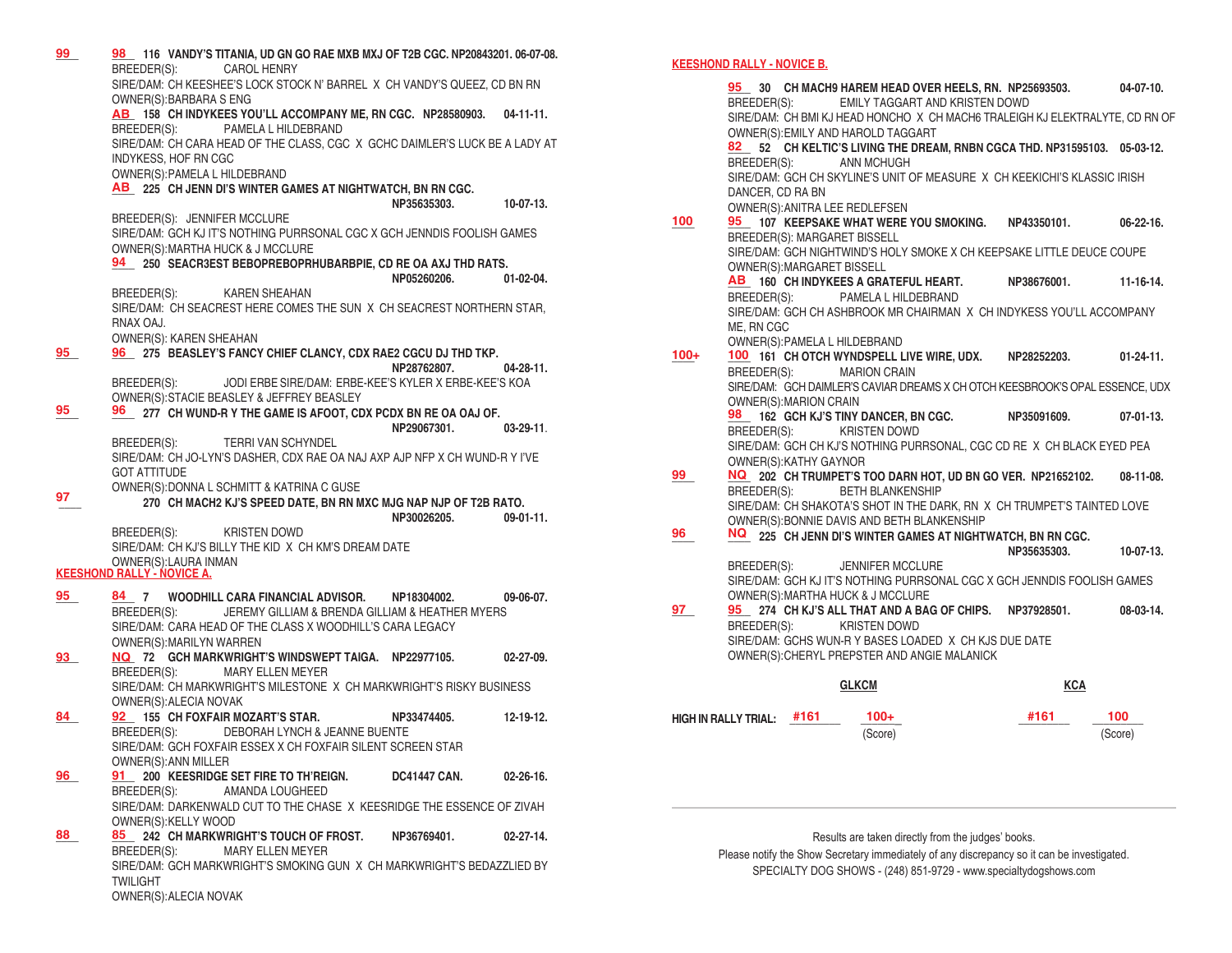99 98 116 VANDY'S TITANIA, UD GN GO RAE MXB MXJ OF T2B CGC. NP20843201. 06-07-08.
BREEDER(S): CAROL HENRY
SIRE/DAM: CH KEESHEE'S LOCK STOCK N' BARREL X CH VANDY'S QUEEZ, CD BN RN
OWNER(S):BARBARA S ENG

AB 158 CH INDYKEES YOU'LL ACCOMPANY ME, RN CGC. NP28580903. 04-11-11.
BREEDER(S): PAMELA L HILDEBRAND
SIRE/DAM: CH CARA HEAD OF THE CLASS, CGC X GCHC DAIMLER'S LUCK BE A LADY AT INDYKESS, HOF RN CGC
OWNER(S):PAMELA L HILDEBRAND

AB 225 CH JENN DI'S WINTER GAMES AT NIGHTWATCH, BN RN CGC. NP35635303. 10-07-13.
BREEDER(S): JENNIFER MCCLURE
SIRE/DAM: GCH KJ IT'S NOTHING PURRSONAL CGC X GCH JENNDIS FOOLISH GAMES
OWNER(S):MARTHA HUCK & J MCCLURE

94 250 SEACR3EST BEBOPREBOPRHUBARBPIE, CD RE OA AXJ THD RATS. NP05260206. 01-02-04.
BREEDER(S): KAREN SHEAHAN
SIRE/DAM: CH SEACREST HERE COMES THE SUN X CH SEACREST NORTHERN STAR, RNAX OAJ.
OWNER(S): KAREN SHEAHAN

95 96 275 BEASLEY'S FANCY CHIEF CLANCY, CDX RAE2 CGCU DJ THD TKP. NP28762807. 04-28-11.
BREEDER(S): JODI ERBE SIRE/DAM: ERBE-KEE'S KYLER X ERBE-KEE'S KOA
OWNER(S):STACIE BEASLEY & JEFFREY BEASLEY

95 96 277 CH WUND-R Y THE GAME IS AFOOT, CDX PCDX BN RE OA OAJ OF. NP29067301. 03-29-11.
BREEDER(S): TERRI VAN SCHYNDEL
SIRE/DAM: CH JO-LYN'S DASHER, CDX RAE OA NAJ AXP AJP NFP X CH WUND-R Y I'VE GOT ATTITUDE
OWNER(S):DONNA L SCHMITT & KATRINA C GUSE

97 270 CH MACH2 KJ'S SPEED DATE, BN RN MXC MJG NAP NJP OF T2B RATO. NP30026205. 09-01-11.
BREEDER(S): KRISTEN DOWD
SIRE/DAM: CH KJ'S BILLY THE KID X CH KM'S DREAM DATE
OWNER(S):LAURA INMAN

## KEESHOND RALLY - NOVICE A.

95 84 7 WOODHILL CARA FINANCIAL ADVISOR. NP18304002. 09-06-07.
BREEDER(S): JEREMY GILLIAM & BRENDA GILLIAM & HEATHER MYERS
SIRE/DAM: CARA HEAD OF THE CLASS X WOODHILL'S CARA LEGACY
OWNER(S):MARILYN WARREN

93 NQ 72 GCH MARKWRIGHT'S WINDSWEPT TAIGA. NP22977105. 02-27-09.
BREEDER(S): MARY ELLEN MEYER
SIRE/DAM: CH MARKWRIGHT'S MILESTONE X CH MARKWRIGHT'S RISKY BUSINESS
OWNER(S):ALECIA NOVAK

84 92 155 CH FOXFAIR MOZART'S STAR. NP33474405. 12-19-12.
BREEDER(S): DEBORAH LYNCH & JEANNE BUENTE
SIRE/DAM: GCH FOXFAIR ESSEX X CH FOXFAIR SILENT SCREEN STAR
OWNER(S):ANN MILLER

96 91 200 KEESRIDGE SET FIRE TO TH'REIGN. DC41447 CAN. 02-26-16.
BREEDER(S): AMANDA LOUGHEED
SIRE/DAM: DARKENWALD CUT TO THE CHASE X KEESRIDGE THE ESSENCE OF ZIVAH
OWNER(S):KELLY WOOD

88 85 242 CH MARKWRIGHT'S TOUCH OF FROST. NP36769401. 02-27-14.
BREEDER(S): MARY ELLEN MEYER
SIRE/DAM: GCH MARKWRIGHT'S SMOKING GUN X CH MARKWRIGHT'S BEDAZZLIED BY TWILIGHT
OWNER(S):ALECIA NOVAK

## KEESHOND RALLY - NOVICE B.

95 30 CH MACH9 HAREM HEAD OVER HEELS, RN. NP25693503. 04-07-10.
BREEDER(S): EMILY TAGGART AND KRISTEN DOWD
SIRE/DAM: CH BMI KJ HEAD HONCHO X CH MACH6 TRALEIGH KJ ELEKTRALYTE, CD RN OF
OWNER(S):EMILY AND HAROLD TAGGART

82 52 CH KELTIC'S LIVING THE DREAM, RNBN CGCA THD. NP31595103. 05-03-12.
BREEDER(S): ANN MCHUGH
SIRE/DAM: GCH CH SKYLINE'S UNIT OF MEASURE X CH KEEKICHI'S KLASSIC IRISH DANCER, CD RA BN
OWNER(S):ANITRA LEE REDLEFSEN

100 95 107 KEEPSAKE WHAT WERE YOU SMOKING. NP43350101. 06-22-16.
BREEDER(S): MARGARET BISSELL
SIRE/DAM: GCH NIGHTWIND'S HOLY SMOKE X CH KEEPSAKE LITTLE DEUCE COUPE
OWNER(S):MARGARET BISSELL

AB 160 CH INDYKEES A GRATEFUL HEART. NP38676001. 11-16-14.
BREEDER(S): PAMELA L HILDEBRAND
SIRE/DAM: GCH CH ASHBROOK MR CHAIRMAN X CH INDYKESS YOU'LL ACCOMPANY ME, RN CGC
OWNER(S):PAMELA L HILDEBRAND

100+ 100 161 CH OTCH WYNDSPELL LIVE WIRE, UDX. NP28252203. 01-24-11.
BREEDER(S): MARION CRAIN
SIRE/DAM: GCH DAIMLER'S CAVIAR DREAMS X CH OTCH KEESBROOK'S OPAL ESSENCE, UDX
OWNER(S):MARION CRAIN

98 162 GCH KJ'S TINY DANCER, BN CGC. NP35091609. 07-01-13.
BREEDER(S): KRISTEN DOWD
SIRE/DAM: GCH CH KJ'S NOTHING PURRSONAL, CGC CD RE X CH BLACK EYED PEA
OWNER(S):KATHY GAYNOR

99 NQ 202 CH TRUMPET'S TOO DARN HOT, UD BN GO VER. NP21652102. 08-11-08.
BREEDER(S): BETH BLANKENSHIP
SIRE/DAM: CH SHAKOTA'S SHOT IN THE DARK, RN X CH TRUMPET'S TAINTED LOVE
OWNER(S):BONNIE DAVIS AND BETH BLANKENSHIP

96 NQ 225 CH JENN DI'S WINTER GAMES AT NIGHTWATCH, BN RN CGC. NP35635303. 10-07-13.
BREEDER(S): JENNIFER MCCLURE
SIRE/DAM: GCH KJ IT'S NOTHING PURRSONAL CGC X GCH JENNDIS FOOLISH GAMES
OWNER(S):MARTHA HUCK & J MCCLURE

97 95 274 CH KJ'S ALL THAT AND A BAG OF CHIPS. NP37928501. 08-03-14.
BREEDER(S): KRISTEN DOWD
SIRE/DAM: GCHS WUN-R Y BASES LOADED X CH KJS DUE DATE
OWNER(S):CHERYL PREPSTER AND ANGIE MALANICK

| | GLKCM | | KCA | |
|---|---|---|---|---|
| HIGH IN RALLY TRIAL: | #161 | 100+ (Score) | #161 | 100 (Score) |

Results are taken directly from the judges' books.
Please notify the Show Secretary immediately of any discrepancy so it can be investigated.
SPECIALTY DOG SHOWS - (248) 851-9729 - www.specialtydogshows.com